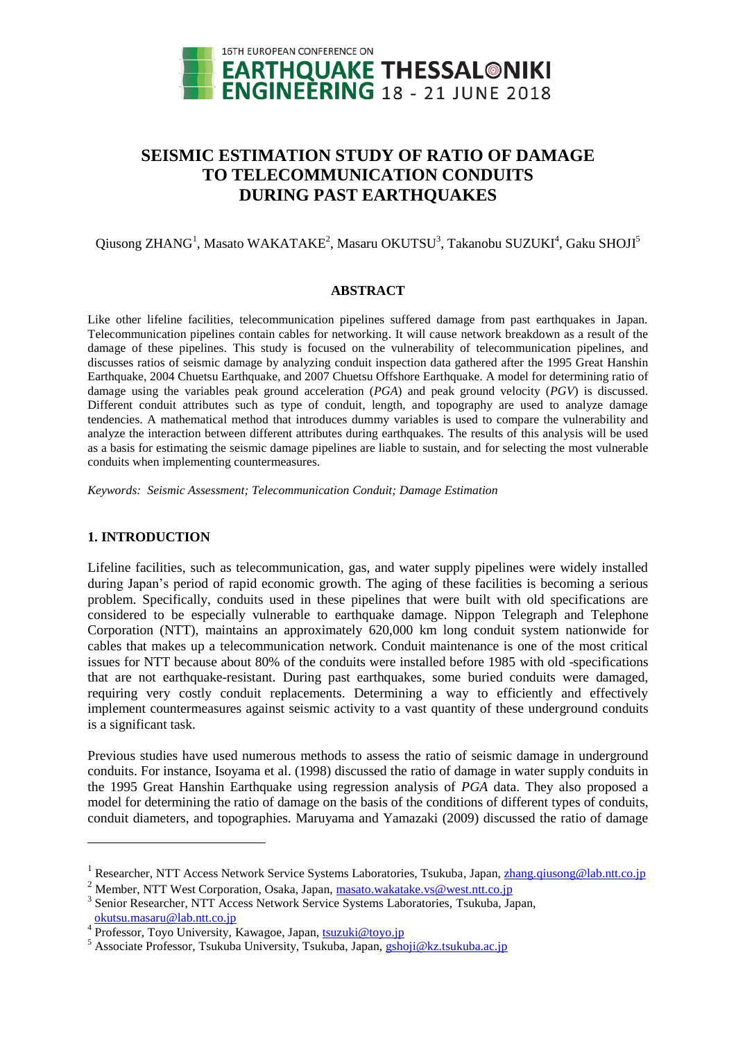# SEISMIC ESTIMATION STUDY OF RATIO OF DAMAGE TO TELECOMMUNICATION CONDUITS DURING PAST EARTHQUAKES

Qiusong ZHANG[1], Masato WAKATAKE[2], Masaru OKUTSU[3], Takanobu SUZUKI[4], Gaku SHOJI[5]

## ABSTRACT

Like other lifeline facilities, telecommunication pipelines suffered damage from past earthquakes in Japan. Telecommunication pipelines contain cables for networking. It will cause network breakdown as a result of the damage of these pipelines. This study is focused on the vulnerability of telecommunication pipelines, and discusses ratios of seismic damage by analyzing conduit inspection data gathered after the 1995 Great Hanshin Earthquake, 2004 Chuetsu Earthquake, and 2007 Chuetsu Offshore Earthquake. A model for determining ratio of damage using the variables peak ground acceleration (*PGA*) and peak ground velocity (*PGV*) is discussed. Different conduit attributes such as type of conduit, length, and topography are used to analyze damage tendencies. A mathematical method that introduces dummy variables is used to compare the vulnerability and analyze the interaction between different attributes during earthquakes. The results of this analysis will be used as a basis for estimating the seismic damage pipelines are liable to sustain, and for selecting the most vulnerable conduits when implementing countermeasures.

*Keywords: Seismic Assessment; Telecommunication Conduit; Damage Estimation*

## 1. INTRODUCTION

Lifeline facilities, such as telecommunication, gas, and water supply pipelines were widely installed during Japan's period of rapid economic growth. The aging of these facilities is becoming a serious problem. Specifically, conduits used in these pipelines that were built with old specifications are considered to be especially vulnerable to earthquake damage. Nippon Telegraph and Telephone Corporation (NTT), maintains an approximately 620,000 km long conduit system nationwide for cables that makes up a telecommunication network. Conduit maintenance is one of the most critical issues for NTT because about 80% of the conduits were installed before 1985 with old -specifications that are not earthquake-resistant. During past earthquakes, some buried conduits were damaged, requiring very costly conduit replacements. Determining a way to efficiently and effectively implement countermeasures against seismic activity to a vast quantity of these underground conduits is a significant task.

Previous studies have used numerous methods to assess the ratio of seismic damage in underground conduits. For instance, Isoyama et al. (1998) discussed the ratio of damage in water supply conduits in the 1995 Great Hanshin Earthquake using regression analysis of *PGA* data. They also proposed a model for determining the ratio of damage on the basis of the conditions of different types of conduits, conduit diameters, and topographies. Maruyama and Yamazaki (2009) discussed the ratio of damage

---

[1] Researcher, NTT Access Network Service Systems Laboratories, Tsukuba, Japan, zhang.qiusong@lab.ntt.co.jp

[2] Member, NTT West Corporation, Osaka, Japan, masato.wakatake.vs@west.ntt.co.jp

[3] Senior Researcher, NTT Access Network Service Systems Laboratories, Tsukuba, Japan, okutsu.masaru@lab.ntt.co.jp

[4] Professor, Toyo University, Kawagoe, Japan, tsuzuki@toyo.jp

[5] Associate Professor, Tsukuba University, Tsukuba, Japan, gshoji@kz.tsukuba.ac.jp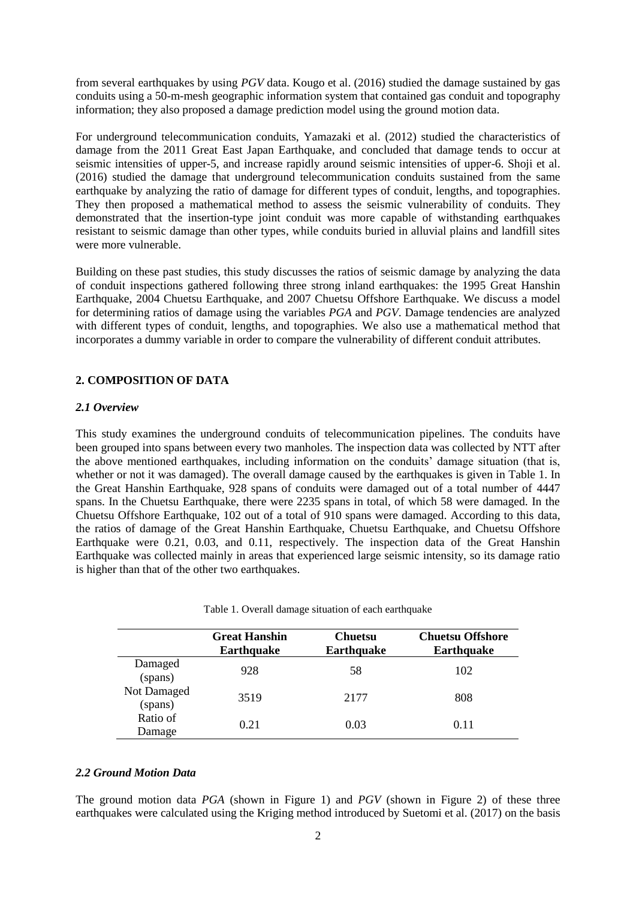from several earthquakes by using *PGV* data. Kougo et al. (2016) studied the damage sustained by gas conduits using a 50-m-mesh geographic information system that contained gas conduit and topography information; they also proposed a damage prediction model using the ground motion data.

For underground telecommunication conduits, Yamazaki et al. (2012) studied the characteristics of damage from the 2011 Great East Japan Earthquake, and concluded that damage tends to occur at seismic intensities of upper-5, and increase rapidly around seismic intensities of upper-6. Shoji et al. (2016) studied the damage that underground telecommunication conduits sustained from the same earthquake by analyzing the ratio of damage for different types of conduit, lengths, and topographies. They then proposed a mathematical method to assess the seismic vulnerability of conduits. They demonstrated that the insertion-type joint conduit was more capable of withstanding earthquakes resistant to seismic damage than other types, while conduits buried in alluvial plains and landfill sites were more vulnerable.

Building on these past studies, this study discusses the ratios of seismic damage by analyzing the data of conduit inspections gathered following three strong inland earthquakes: the 1995 Great Hanshin Earthquake, 2004 Chuetsu Earthquake, and 2007 Chuetsu Offshore Earthquake. We discuss a model for determining ratios of damage using the variables *PGA* and *PGV*. Damage tendencies are analyzed with different types of conduit, lengths, and topographies. We also use a mathematical method that incorporates a dummy variable in order to compare the vulnerability of different conduit attributes.

## 2. COMPOSITION OF DATA

### *2.1 Overview*

This study examines the underground conduits of telecommunication pipelines. The conduits have been grouped into spans between every two manholes. The inspection data was collected by NTT after the above mentioned earthquakes, including information on the conduits' damage situation (that is, whether or not it was damaged). The overall damage caused by the earthquakes is given in Table 1. In the Great Hanshin Earthquake, 928 spans of conduits were damaged out of a total number of 4447 spans. In the Chuetsu Earthquake, there were 2235 spans in total, of which 58 were damaged. In the Chuetsu Offshore Earthquake, 102 out of a total of 910 spans were damaged. According to this data, the ratios of damage of the Great Hanshin Earthquake, Chuetsu Earthquake, and Chuetsu Offshore Earthquake were 0.21, 0.03, and 0.11, respectively. The inspection data of the Great Hanshin Earthquake was collected mainly in areas that experienced large seismic intensity, so its damage ratio is higher than that of the other two earthquakes.

Table 1. Overall damage situation of each earthquake

| | **Great Hanshin Earthquake** | **Chuetsu Earthquake** | **Chuetsu Offshore Earthquake** |
|---|---|---|---|
| Damaged (spans) | 928 | 58 | 102 |
| Not Damaged (spans) | 3519 | 2177 | 808 |
| Ratio of Damage | 0.21 | 0.03 | 0.11 |

### *2.2 Ground Motion Data*

The ground motion data *PGA* (shown in Figure 1) and *PGV* (shown in Figure 2) of these three earthquakes were calculated using the Kriging method introduced by Suetomi et al. (2017) on the basis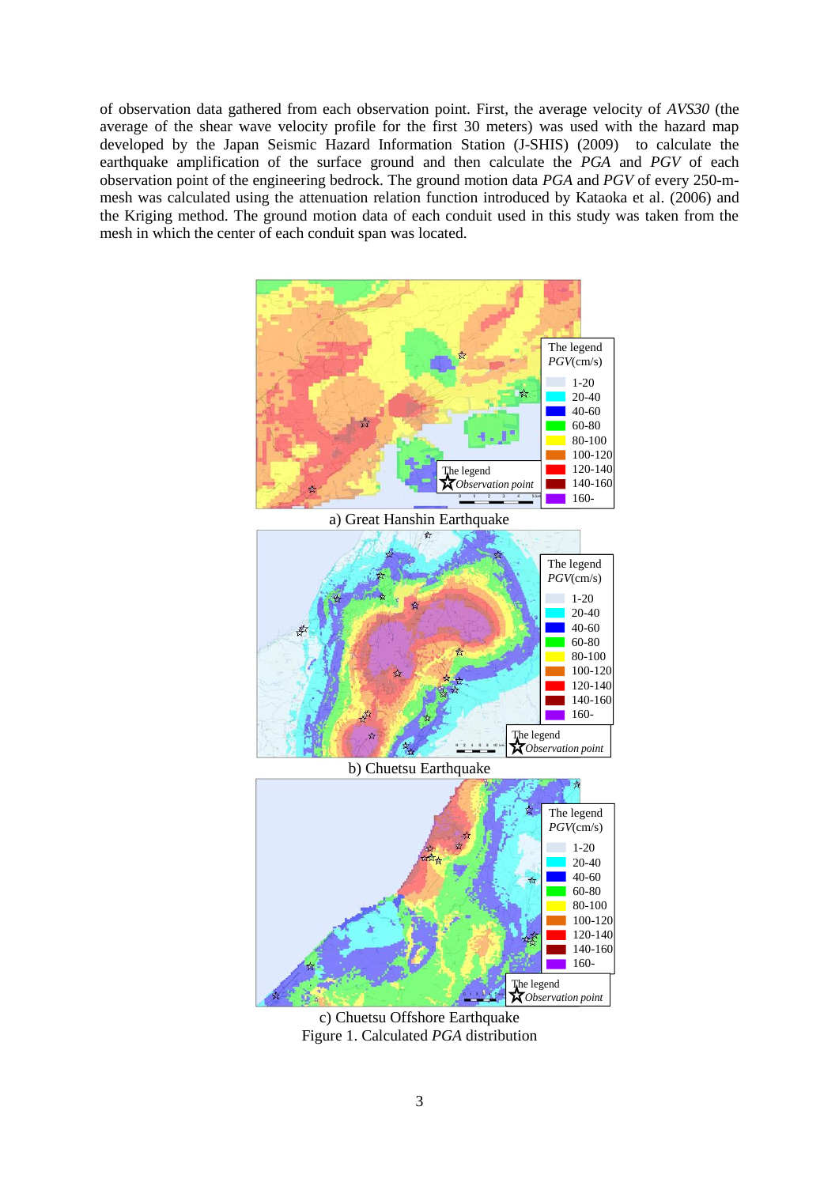of observation data gathered from each observation point. First, the average velocity of *AVS30* (the average of the shear wave velocity profile for the first 30 meters) was used with the hazard map developed by the Japan Seismic Hazard Information Station (J-SHIS) (2009) to calculate the earthquake amplification of the surface ground and then calculate the *PGA* and *PGV* of each observation point of the engineering bedrock. The ground motion data *PGA* and *PGV* of every 250-m-mesh was calculated using the attenuation relation function introduced by Kataoka et al. (2006) and the Kriging method. The ground motion data of each conduit used in this study was taken from the mesh in which the center of each conduit span was located.

a) Great Hanshin Earthquake

b) Chuetsu Earthquake

c) Chuetsu Offshore Earthquake

Figure 1. Calculated *PGA* distribution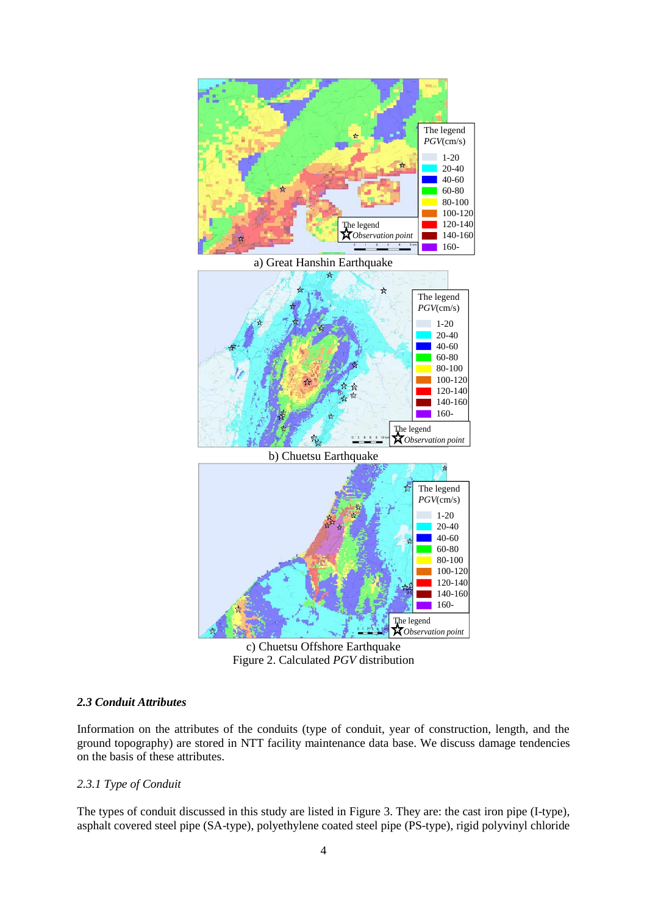a) Great Hanshin Earthquake

b) Chuetsu Earthquake

c) Chuetsu Offshore Earthquake

Figure 2. Calculated *PGV* distribution

### *2.3 Conduit Attributes*

Information on the attributes of the conduits (type of conduit, year of construction, length, and the ground topography) are stored in NTT facility maintenance data base. We discuss damage tendencies on the basis of these attributes.

#### *2.3.1 Type of Conduit*

The types of conduit discussed in this study are listed in Figure 3. They are: the cast iron pipe (I-type), asphalt covered steel pipe (SA-type), polyethylene coated steel pipe (PS-type), rigid polyvinyl chloride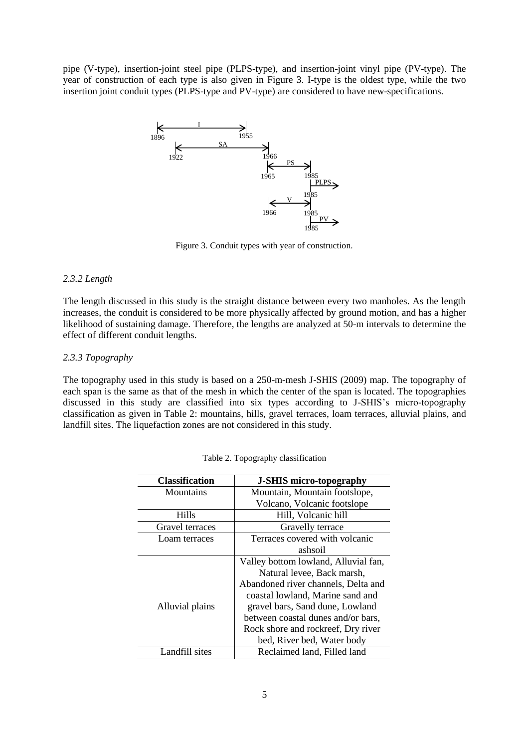pipe (V-type), insertion-joint steel pipe (PLPS-type), and insertion-joint vinyl pipe (PV-type). The year of construction of each type is also given in Figure 3. I-type is the oldest type, while the two insertion joint conduit types (PLPS-type and PV-type) are considered to have new-specifications.

Figure 3. Conduit types with year of construction.

### *2.3.2 Length*

The length discussed in this study is the straight distance between every two manholes. As the length increases, the conduit is considered to be more physically affected by ground motion, and has a higher likelihood of sustaining damage. Therefore, the lengths are analyzed at 50-m intervals to determine the effect of different conduit lengths.

### *2.3.3 Topography*

The topography used in this study is based on a 250-m-mesh J-SHIS (2009) map. The topography of each span is the same as that of the mesh in which the center of the span is located. The topographies discussed in this study are classified into six types according to J-SHIS's micro-topography classification as given in Table 2: mountains, hills, gravel terraces, loam terraces, alluvial plains, and landfill sites. The liquefaction zones are not considered in this study.

Table 2. Topography classification

| **Classification** | **J-SHIS micro-topography** |
|---|---|
| Mountains | Mountain, Mountain footslope, Volcano, Volcanic footslope |
| Hills | Hill, Volcanic hill |
| Gravel terraces | Gravelly terrace |
| Loam terraces | Terraces covered with volcanic ashsoil |
| Alluvial plains | Valley bottom lowland, Alluvial fan, Natural levee, Back marsh, Abandoned river channels, Delta and coastal lowland, Marine sand and gravel bars, Sand dune, Lowland between coastal dunes and/or bars, Rock shore and rockreef, Dry river bed, River bed, Water body |
| Landfill sites | Reclaimed land, Filled land |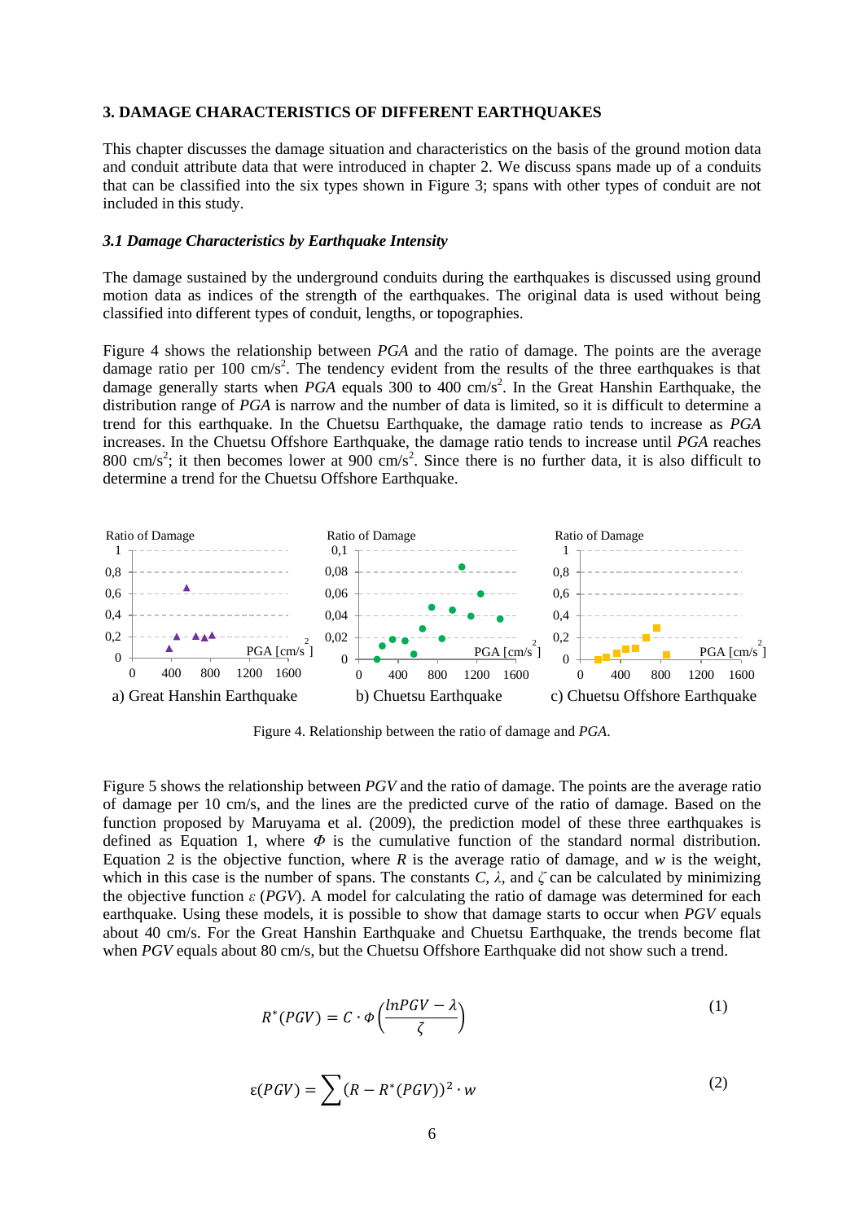## 3. DAMAGE CHARACTERISTICS OF DIFFERENT EARTHQUAKES

This chapter discusses the damage situation and characteristics on the basis of the ground motion data and conduit attribute data that were introduced in chapter 2. We discuss spans made up of a conduits that can be classified into the six types shown in Figure 3; spans with other types of conduit are not included in this study.

### *3.1 Damage Characteristics by Earthquake Intensity*

The damage sustained by the underground conduits during the earthquakes is discussed using ground motion data as indices of the strength of the earthquakes. The original data is used without being classified into different types of conduit, lengths, or topographies.

Figure 4 shows the relationship between *PGA* and the ratio of damage. The points are the average damage ratio per 100 cm/s$^2$. The tendency evident from the results of the three earthquakes is that damage generally starts when *PGA* equals 300 to 400 cm/s$^2$. In the Great Hanshin Earthquake, the distribution range of *PGA* is narrow and the number of data is limited, so it is difficult to determine a trend for this earthquake. In the Chuetsu Earthquake, the damage ratio tends to increase as *PGA* increases. In the Chuetsu Offshore Earthquake, the damage ratio tends to increase until *PGA* reaches 800 cm/s$^2$; it then becomes lower at 900 cm/s$^2$. Since there is no further data, it is also difficult to determine a trend for the Chuetsu Offshore Earthquake.

a) Great Hanshin Earthquake  b) Chuetsu Earthquake  c) Chuetsu Offshore Earthquake

Figure 4. Relationship between the ratio of damage and *PGA*.

Figure 5 shows the relationship between *PGV* and the ratio of damage. The points are the average ratio of damage per 10 cm/s, and the lines are the predicted curve of the ratio of damage. Based on the function proposed by Maruyama et al. (2009), the prediction model of these three earthquakes is defined as Equation 1, where $\Phi$ is the cumulative function of the standard normal distribution. Equation 2 is the objective function, where $R$ is the average ratio of damage, and $w$ is the weight, which in this case is the number of spans. The constants $C$, $\lambda$, and $\zeta$ can be calculated by minimizing the objective function $\varepsilon$ (*PGV*). A model for calculating the ratio of damage was determined for each earthquake. Using these models, it is possible to show that damage starts to occur when *PGV* equals about 40 cm/s. For the Great Hanshin Earthquake and Chuetsu Earthquake, the trends become flat when *PGV* equals about 80 cm/s, but the Chuetsu Offshore Earthquake did not show such a trend.

$$R^*(PGV) = C \cdot \Phi\left(\frac{\ln PGV - \lambda}{\zeta}\right) \tag{1}$$

$$\varepsilon(PGV) = \sum (R - R^*(PGV))^2 \cdot w \tag{2}$$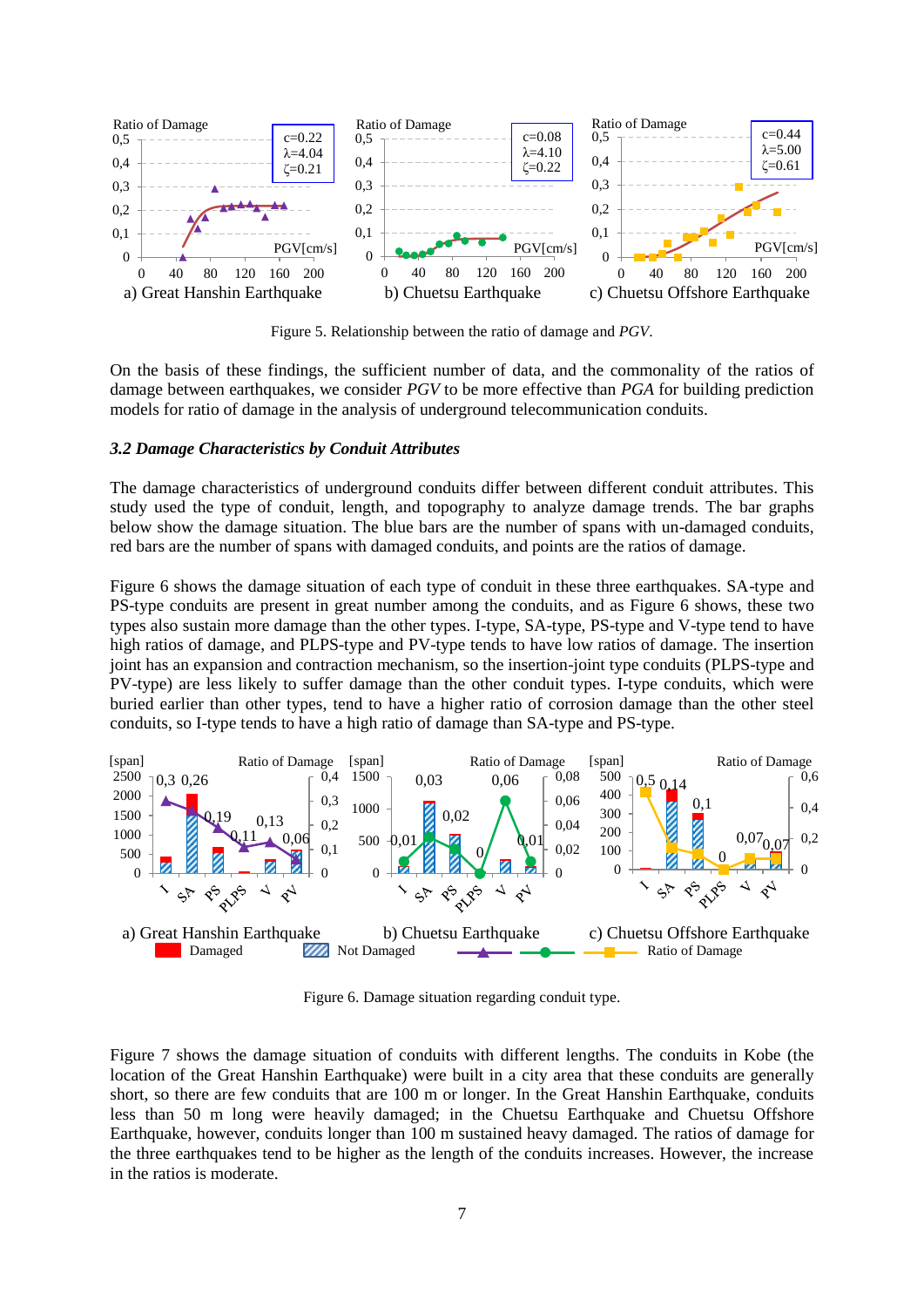Figure 5. Relationship between the ratio of damage and *PGV*.

On the basis of these findings, the sufficient number of data, and the commonality of the ratios of damage between earthquakes, we consider *PGV* to be more effective than *PGA* for building prediction models for ratio of damage in the analysis of underground telecommunication conduits.

### *3.2 Damage Characteristics by Conduit Attributes*

The damage characteristics of underground conduits differ between different conduit attributes. This study used the type of conduit, length, and topography to analyze damage trends. The bar graphs below show the damage situation. The blue bars are the number of spans with un-damaged conduits, red bars are the number of spans with damaged conduits, and points are the ratios of damage.

Figure 6 shows the damage situation of each type of conduit in these three earthquakes. SA-type and PS-type conduits are present in great number among the conduits, and as Figure 6 shows, these two types also sustain more damage than the other types. I-type, SA-type, PS-type and V-type tend to have high ratios of damage, and PLPS-type and PV-type tends to have low ratios of damage. The insertion joint has an expansion and contraction mechanism, so the insertion-joint type conduits (PLPS-type and PV-type) are less likely to suffer damage than the other conduit types. I-type conduits, which were buried earlier than other types, tend to have a higher ratio of corrosion damage than the other steel conduits, so I-type tends to have a high ratio of damage than SA-type and PS-type.

Figure 6. Damage situation regarding conduit type.

Figure 7 shows the damage situation of conduits with different lengths. The conduits in Kobe (the location of the Great Hanshin Earthquake) were built in a city area that these conduits are generally short, so there are few conduits that are 100 m or longer. In the Great Hanshin Earthquake, conduits less than 50 m long were heavily damaged; in the Chuetsu Earthquake and Chuetsu Offshore Earthquake, however, conduits longer than 100 m sustained heavy damaged. The ratios of damage for the three earthquakes tend to be higher as the length of the conduits increases. However, the increase in the ratios is moderate.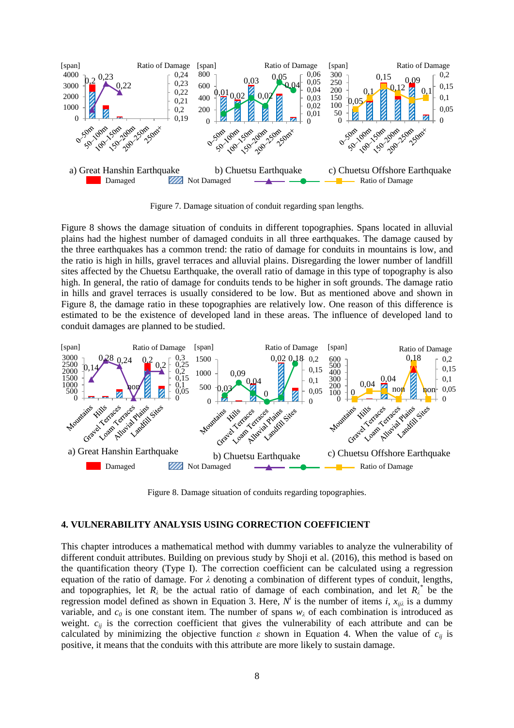Figure 7. Damage situation of conduit regarding span lengths.

Figure 8 shows the damage situation of conduits in different topographies. Spans located in alluvial plains had the highest number of damaged conduits in all three earthquakes. The damage caused by the three earthquakes has a common trend: the ratio of damage for conduits in mountains is low, and the ratio is high in hills, gravel terraces and alluvial plains. Disregarding the lower number of landfill sites affected by the Chuetsu Earthquake, the overall ratio of damage in this type of topography is also high. In general, the ratio of damage for conduits tends to be higher in soft grounds. The damage ratio in hills and gravel terraces is usually considered to be low. But as mentioned above and shown in Figure 8, the damage ratio in these topographies are relatively low. One reason of this difference is estimated to be the existence of developed land in these areas. The influence of developed land to conduit damages are planned to be studied.

Figure 8. Damage situation of conduits regarding topographies.

## 4. VULNERABILITY ANALYSIS USING CORRECTION COEFFICIENT

This chapter introduces a mathematical method with dummy variables to analyze the vulnerability of different conduit attributes. Building on previous study by Shoji et al. (2016), this method is based on the quantification theory (Type I). The correction coefficient can be calculated using a regression equation of the ratio of damage. For $\lambda$ denoting a combination of different types of conduit, lengths, and topographies, let $R_{\lambda}$ be the actual ratio of damage of each combination, and let $R_{\lambda}^{*}$ be the regression model defined as shown in Equation 3. Here, $N^{i}$ is the number of items $i$, $x_{ij\lambda}$ is a dummy variable, and $c_0$ is one constant item. The number of spans $w_{\lambda}$ of each combination is introduced as weight. $c_{ij}$ is the correction coefficient that gives the vulnerability of each attribute and can be calculated by minimizing the objective function $\varepsilon$ shown in Equation 4. When the value of $c_{ij}$ is positive, it means that the conduits with this attribute are more likely to sustain damage.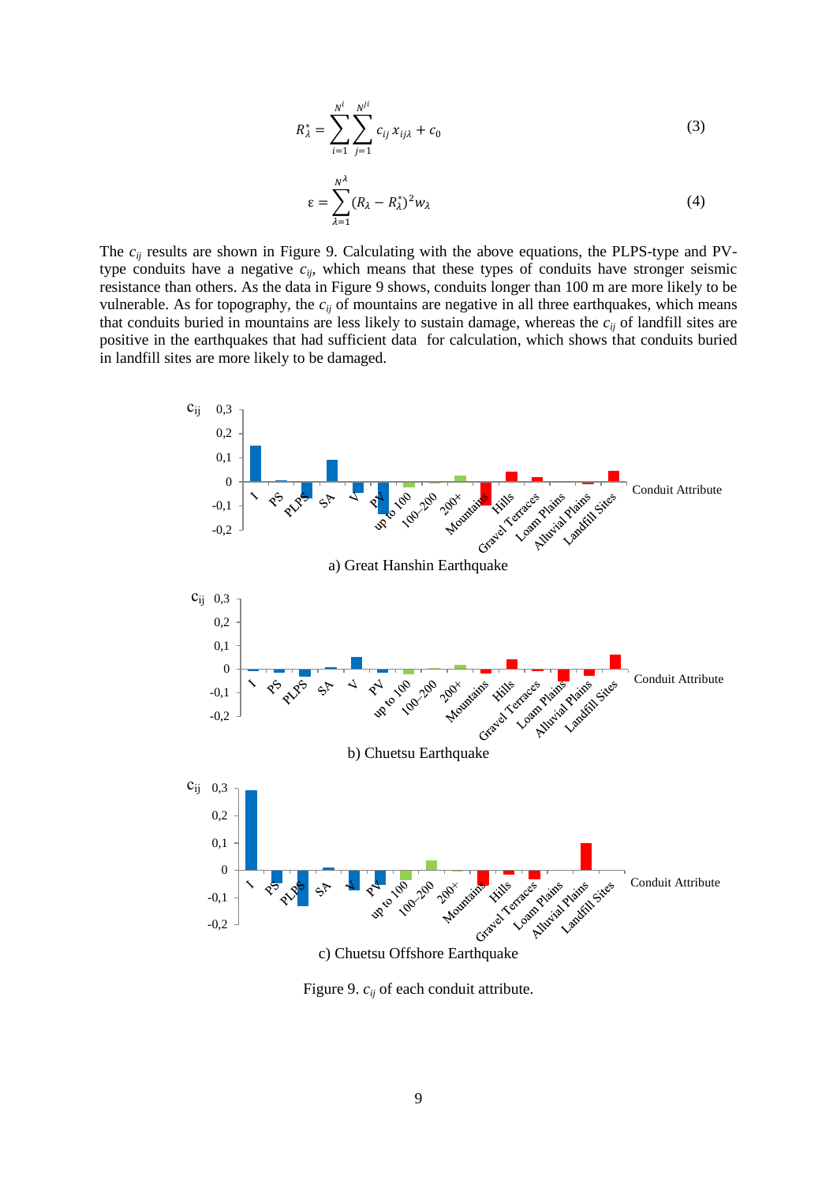$$R_{\lambda}^{*} = \sum_{i=1}^{N^{i}} \sum_{j=1}^{N^{ji}} c_{ij}\, x_{ij\lambda} + c_0 \tag{3}$$

$$\varepsilon = \sum_{\lambda=1}^{N^{\lambda}} (R_{\lambda} - R_{\lambda}^{*})^2 w_{\lambda} \tag{4}$$

The $c_{ij}$ results are shown in Figure 9. Calculating with the above equations, the PLPS-type and PV-type conduits have a negative $c_{ij}$, which means that these types of conduits have stronger seismic resistance than others. As the data in Figure 9 shows, conduits longer than 100 m are more likely to be vulnerable. As for topography, the $c_{ij}$ of mountains are negative in all three earthquakes, which means that conduits buried in mountains are less likely to sustain damage, whereas the $c_{ij}$ of landfill sites are positive in the earthquakes that had sufficient data for calculation, which shows that conduits buried in landfill sites are more likely to be damaged.

a) Great Hanshin Earthquake

b) Chuetsu Earthquake

c) Chuetsu Offshore Earthquake

Figure 9. $c_{ij}$ of each conduit attribute.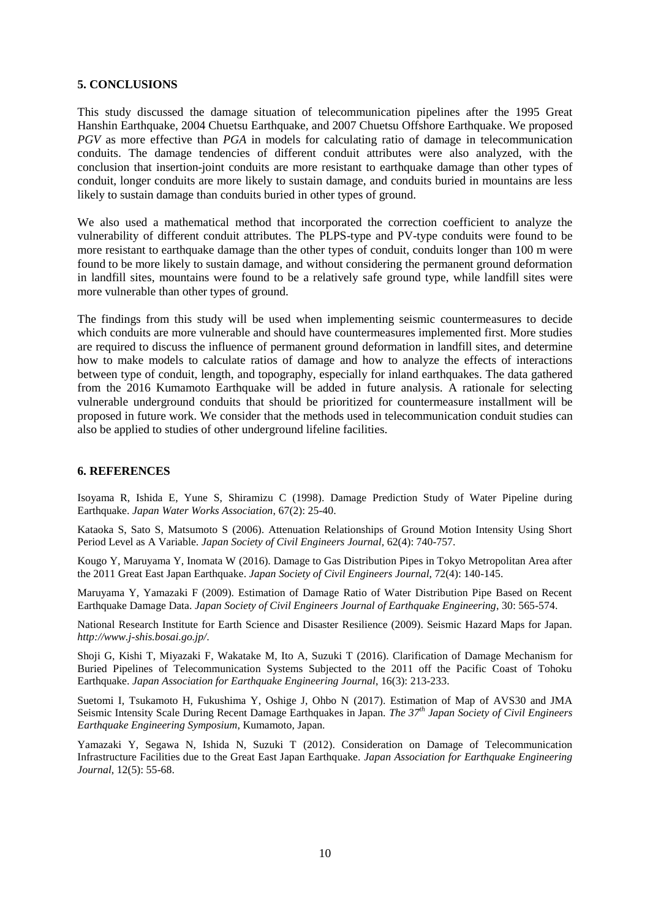## 5. CONCLUSIONS

This study discussed the damage situation of telecommunication pipelines after the 1995 Great Hanshin Earthquake, 2004 Chuetsu Earthquake, and 2007 Chuetsu Offshore Earthquake. We proposed *PGV* as more effective than *PGA* in models for calculating ratio of damage in telecommunication conduits. The damage tendencies of different conduit attributes were also analyzed, with the conclusion that insertion-joint conduits are more resistant to earthquake damage than other types of conduit, longer conduits are more likely to sustain damage, and conduits buried in mountains are less likely to sustain damage than conduits buried in other types of ground.

We also used a mathematical method that incorporated the correction coefficient to analyze the vulnerability of different conduit attributes. The PLPS-type and PV-type conduits were found to be more resistant to earthquake damage than the other types of conduit, conduits longer than 100 m were found to be more likely to sustain damage, and without considering the permanent ground deformation in landfill sites, mountains were found to be a relatively safe ground type, while landfill sites were more vulnerable than other types of ground.

The findings from this study will be used when implementing seismic countermeasures to decide which conduits are more vulnerable and should have countermeasures implemented first. More studies are required to discuss the influence of permanent ground deformation in landfill sites, and determine how to make models to calculate ratios of damage and how to analyze the effects of interactions between type of conduit, length, and topography, especially for inland earthquakes. The data gathered from the 2016 Kumamoto Earthquake will be added in future analysis. A rationale for selecting vulnerable underground conduits that should be prioritized for countermeasure installment will be proposed in future work. We consider that the methods used in telecommunication conduit studies can also be applied to studies of other underground lifeline facilities.

## 6. REFERENCES

Isoyama R, Ishida E, Yune S, Shiramizu C (1998). Damage Prediction Study of Water Pipeline during Earthquake. *Japan Water Works Association*, 67(2): 25-40.

Kataoka S, Sato S, Matsumoto S (2006). Attenuation Relationships of Ground Motion Intensity Using Short Period Level as A Variable. *Japan Society of Civil Engineers Journal*, 62(4): 740-757.

Kougo Y, Maruyama Y, Inomata W (2016). Damage to Gas Distribution Pipes in Tokyo Metropolitan Area after the 2011 Great East Japan Earthquake. *Japan Society of Civil Engineers Journal*, 72(4): 140-145.

Maruyama Y, Yamazaki F (2009). Estimation of Damage Ratio of Water Distribution Pipe Based on Recent Earthquake Damage Data. *Japan Society of Civil Engineers Journal of Earthquake Engineering*, 30: 565-574.

National Research Institute for Earth Science and Disaster Resilience (2009). Seismic Hazard Maps for Japan. *http://www.j-shis.bosai.go.jp/*.

Shoji G, Kishi T, Miyazaki F, Wakatake M, Ito A, Suzuki T (2016). Clarification of Damage Mechanism for Buried Pipelines of Telecommunication Systems Subjected to the 2011 off the Pacific Coast of Tohoku Earthquake. *Japan Association for Earthquake Engineering Journal*, 16(3): 213-233.

Suetomi I, Tsukamoto H, Fukushima Y, Oshige J, Ohbo N (2017). Estimation of Map of AVS30 and JMA Seismic Intensity Scale During Recent Damage Earthquakes in Japan. *The 37th Japan Society of Civil Engineers Earthquake Engineering Symposium*, Kumamoto, Japan.

Yamazaki Y, Segawa N, Ishida N, Suzuki T (2012). Consideration on Damage of Telecommunication Infrastructure Facilities due to the Great East Japan Earthquake. *Japan Association for Earthquake Engineering Journal*, 12(5): 55-68.